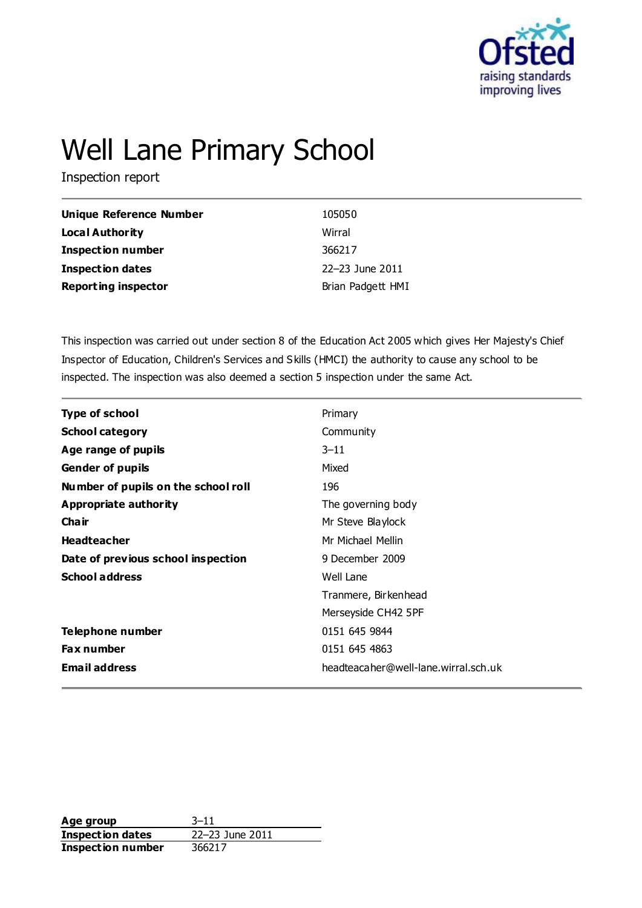# Well Lane Primary School

Inspection report

| | |
|---|---|
| **Unique Reference Number** | 105050 |
| **Local Authority** | Wirral |
| **Inspection number** | 366217 |
| **Inspection dates** | 22–23 June 2011 |
| **Reporting inspector** | Brian Padgett HMI |

This inspection was carried out under section 8 of the Education Act 2005 which gives Her Majesty's Chief Inspector of Education, Children's Services and Skills (HMCI) the authority to cause any school to be inspected. The inspection was also deemed a section 5 inspection under the same Act.

| | |
|---|---|
| **Type of school** | Primary |
| **School category** | Community |
| **Age range of pupils** | 3–11 |
| **Gender of pupils** | Mixed |
| **Number of pupils on the school roll** | 196 |
| **Appropriate authority** | The governing body |
| **Chair** | Mr Steve Blaylock |
| **Headteacher** | Mr Michael Mellin |
| **Date of previous school inspection** | 9 December 2009 |
| **School address** | Well Lane<br>Tranmere, Birkenhead<br>Merseyside CH42 5PF |
| **Telephone number** | 0151 645 9844 |
| **Fax number** | 0151 645 4863 |
| **Email address** | headteacaher@well-lane.wirral.sch.uk |

| | |
|---|---|
| **Age group** | 3–11 |
| **Inspection dates** | 22–23 June 2011 |
| **Inspection number** | 366217 |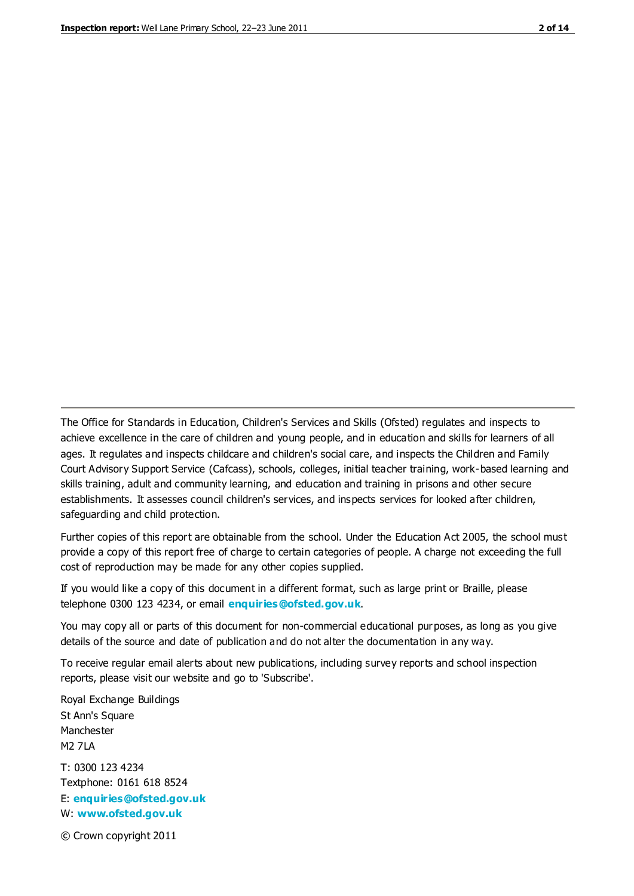The Office for Standards in Education, Children's Services and Skills (Ofsted) regulates and inspects to achieve excellence in the care of children and young people, and in education and skills for learners of all ages. It regulates and inspects childcare and children's social care, and inspects the Children and Family Court Advisory Support Service (Cafcass), schools, colleges, initial teacher training, work-based learning and skills training, adult and community learning, and education and training in prisons and other secure establishments. It assesses council children's services, and inspects services for looked after children, safeguarding and child protection.

Further copies of this report are obtainable from the school. Under the Education Act 2005, the school must provide a copy of this report free of charge to certain categories of people. A charge not exceeding the full cost of reproduction may be made for any other copies supplied.

If you would like a copy of this document in a different format, such as large print or Braille, please telephone 0300 123 4234, or email **enquiries@ofsted.gov.uk**.

You may copy all or parts of this document for non-commercial educational purposes, as long as you give details of the source and date of publication and do not alter the documentation in any way.

To receive regular email alerts about new publications, including survey reports and school inspection reports, please visit our website and go to 'Subscribe'.

Royal Exchange Buildings
St Ann's Square
Manchester
M2 7LA

T: 0300 123 4234
Textphone: 0161 618 8524
E: **enquiries@ofsted.gov.uk**
W: **www.ofsted.gov.uk**

© Crown copyright 2011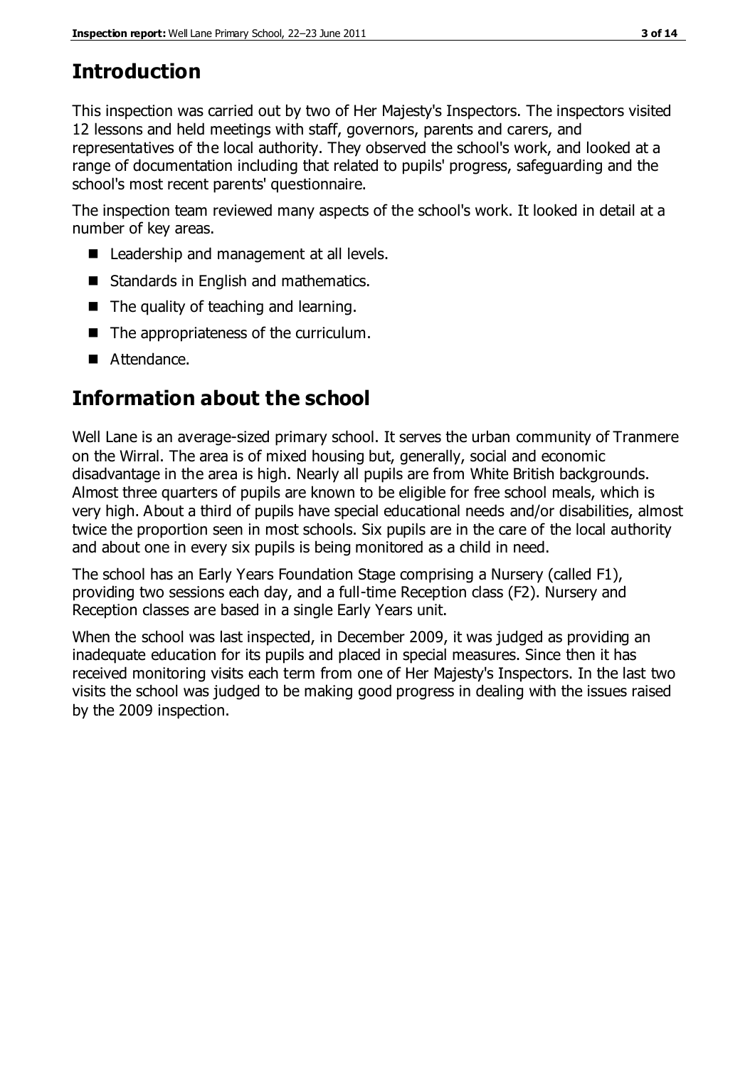## Introduction

This inspection was carried out by two of Her Majesty's Inspectors. The inspectors visited 12 lessons and held meetings with staff, governors, parents and carers, and representatives of the local authority. They observed the school's work, and looked at a range of documentation including that related to pupils' progress, safeguarding and the school's most recent parents' questionnaire.

The inspection team reviewed many aspects of the school's work. It looked in detail at a number of key areas.

- Leadership and management at all levels.
- Standards in English and mathematics.
- The quality of teaching and learning.
- The appropriateness of the curriculum.
- Attendance.

## Information about the school

Well Lane is an average-sized primary school. It serves the urban community of Tranmere on the Wirral. The area is of mixed housing but, generally, social and economic disadvantage in the area is high. Nearly all pupils are from White British backgrounds. Almost three quarters of pupils are known to be eligible for free school meals, which is very high. About a third of pupils have special educational needs and/or disabilities, almost twice the proportion seen in most schools. Six pupils are in the care of the local authority and about one in every six pupils is being monitored as a child in need.

The school has an Early Years Foundation Stage comprising a Nursery (called F1), providing two sessions each day, and a full-time Reception class (F2). Nursery and Reception classes are based in a single Early Years unit.

When the school was last inspected, in December 2009, it was judged as providing an inadequate education for its pupils and placed in special measures. Since then it has received monitoring visits each term from one of Her Majesty's Inspectors. In the last two visits the school was judged to be making good progress in dealing with the issues raised by the 2009 inspection.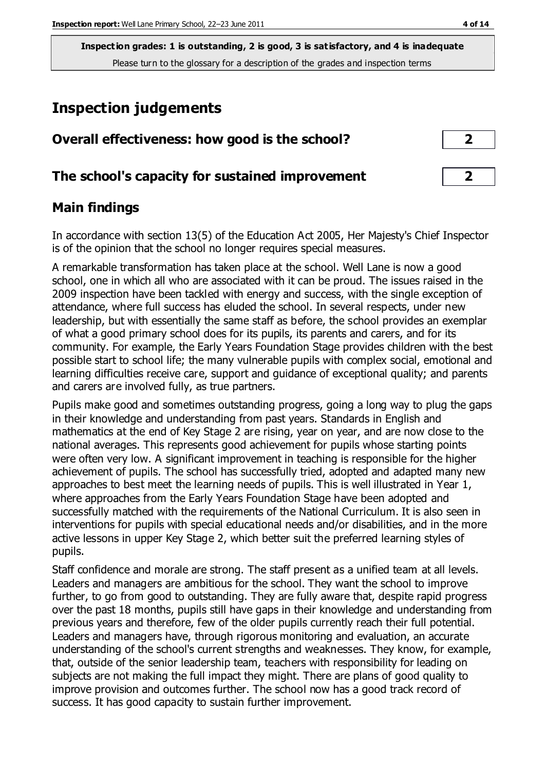**Inspection grades: 1 is outstanding, 2 is good, 3 is satisfactory, and 4 is inadequate**
Please turn to the glossary for a description of the grades and inspection terms

# Inspection judgements

## Overall effectiveness: how good is the school? **2**

## The school's capacity for sustained improvement **2**

## Main findings

In accordance with section 13(5) of the Education Act 2005, Her Majesty's Chief Inspector is of the opinion that the school no longer requires special measures.

A remarkable transformation has taken place at the school. Well Lane is now a good school, one in which all who are associated with it can be proud. The issues raised in the 2009 inspection have been tackled with energy and success, with the single exception of attendance, where full success has eluded the school. In several respects, under new leadership, but with essentially the same staff as before, the school provides an exemplar of what a good primary school does for its pupils, its parents and carers, and for its community. For example, the Early Years Foundation Stage provides children with the best possible start to school life; the many vulnerable pupils with complex social, emotional and learning difficulties receive care, support and guidance of exceptional quality; and parents and carers are involved fully, as true partners.

Pupils make good and sometimes outstanding progress, going a long way to plug the gaps in their knowledge and understanding from past years. Standards in English and mathematics at the end of Key Stage 2 are rising, year on year, and are now close to the national averages. This represents good achievement for pupils whose starting points were often very low. A significant improvement in teaching is responsible for the higher achievement of pupils. The school has successfully tried, adopted and adapted many new approaches to best meet the learning needs of pupils. This is well illustrated in Year 1, where approaches from the Early Years Foundation Stage have been adopted and successfully matched with the requirements of the National Curriculum. It is also seen in interventions for pupils with special educational needs and/or disabilities, and in the more active lessons in upper Key Stage 2, which better suit the preferred learning styles of pupils.

Staff confidence and morale are strong. The staff present as a unified team at all levels. Leaders and managers are ambitious for the school. They want the school to improve further, to go from good to outstanding. They are fully aware that, despite rapid progress over the past 18 months, pupils still have gaps in their knowledge and understanding from previous years and therefore, few of the older pupils currently reach their full potential. Leaders and managers have, through rigorous monitoring and evaluation, an accurate understanding of the school's current strengths and weaknesses. They know, for example, that, outside of the senior leadership team, teachers with responsibility for leading on subjects are not making the full impact they might. There are plans of good quality to improve provision and outcomes further. The school now has a good track record of success. It has good capacity to sustain further improvement.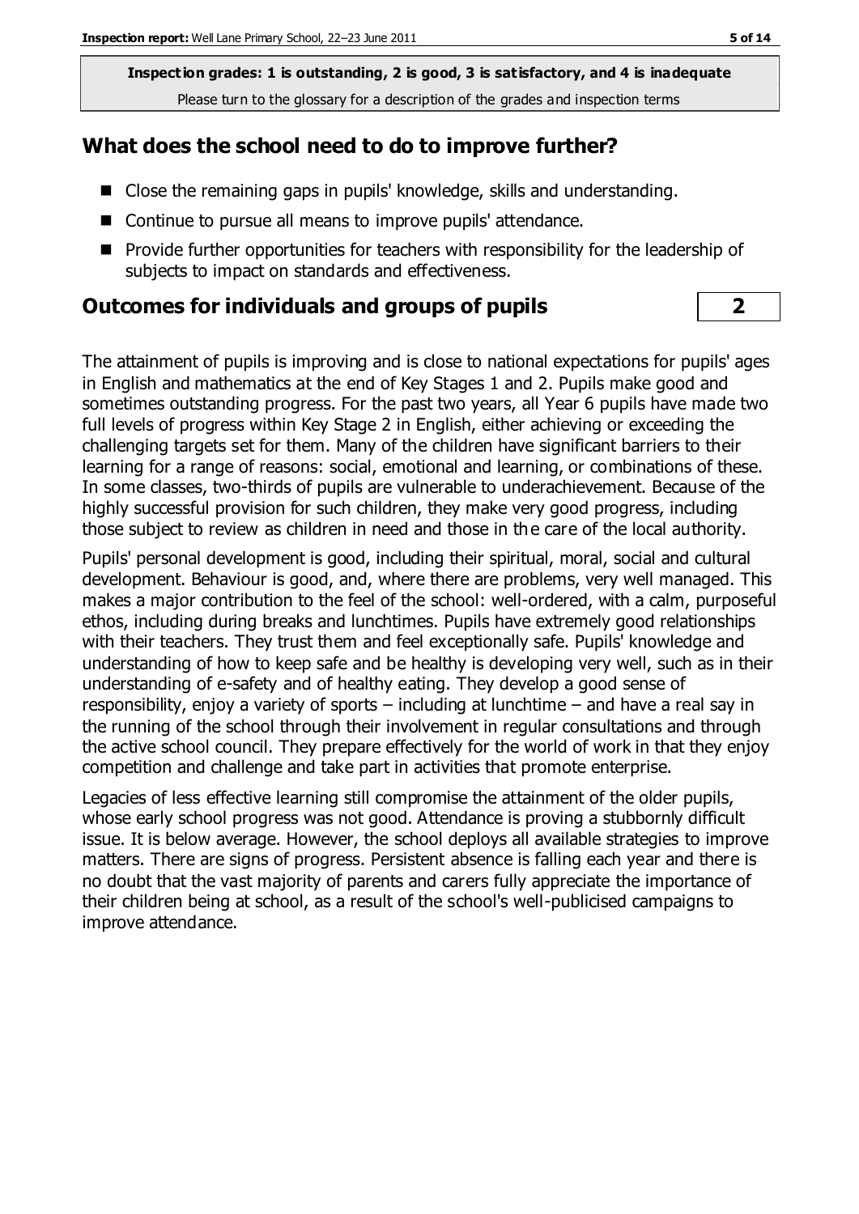**Inspection grades: 1 is outstanding, 2 is good, 3 is satisfactory, and 4 is inadequate**
Please turn to the glossary for a description of the grades and inspection terms

## What does the school need to do to improve further?

- Close the remaining gaps in pupils' knowledge, skills and understanding.
- Continue to pursue all means to improve pupils' attendance.
- Provide further opportunities for teachers with responsibility for the leadership of subjects to impact on standards and effectiveness.

## Outcomes for individuals and groups of pupils **2**

The attainment of pupils is improving and is close to national expectations for pupils' ages in English and mathematics at the end of Key Stages 1 and 2. Pupils make good and sometimes outstanding progress. For the past two years, all Year 6 pupils have made two full levels of progress within Key Stage 2 in English, either achieving or exceeding the challenging targets set for them. Many of the children have significant barriers to their learning for a range of reasons: social, emotional and learning, or combinations of these. In some classes, two-thirds of pupils are vulnerable to underachievement. Because of the highly successful provision for such children, they make very good progress, including those subject to review as children in need and those in the care of the local authority.

Pupils' personal development is good, including their spiritual, moral, social and cultural development. Behaviour is good, and, where there are problems, very well managed. This makes a major contribution to the feel of the school: well-ordered, with a calm, purposeful ethos, including during breaks and lunchtimes. Pupils have extremely good relationships with their teachers. They trust them and feel exceptionally safe. Pupils' knowledge and understanding of how to keep safe and be healthy is developing very well, such as in their understanding of e-safety and of healthy eating. They develop a good sense of responsibility, enjoy a variety of sports – including at lunchtime – and have a real say in the running of the school through their involvement in regular consultations and through the active school council. They prepare effectively for the world of work in that they enjoy competition and challenge and take part in activities that promote enterprise.

Legacies of less effective learning still compromise the attainment of the older pupils, whose early school progress was not good. Attendance is proving a stubbornly difficult issue. It is below average. However, the school deploys all available strategies to improve matters. There are signs of progress. Persistent absence is falling each year and there is no doubt that the vast majority of parents and carers fully appreciate the importance of their children being at school, as a result of the school's well-publicised campaigns to improve attendance.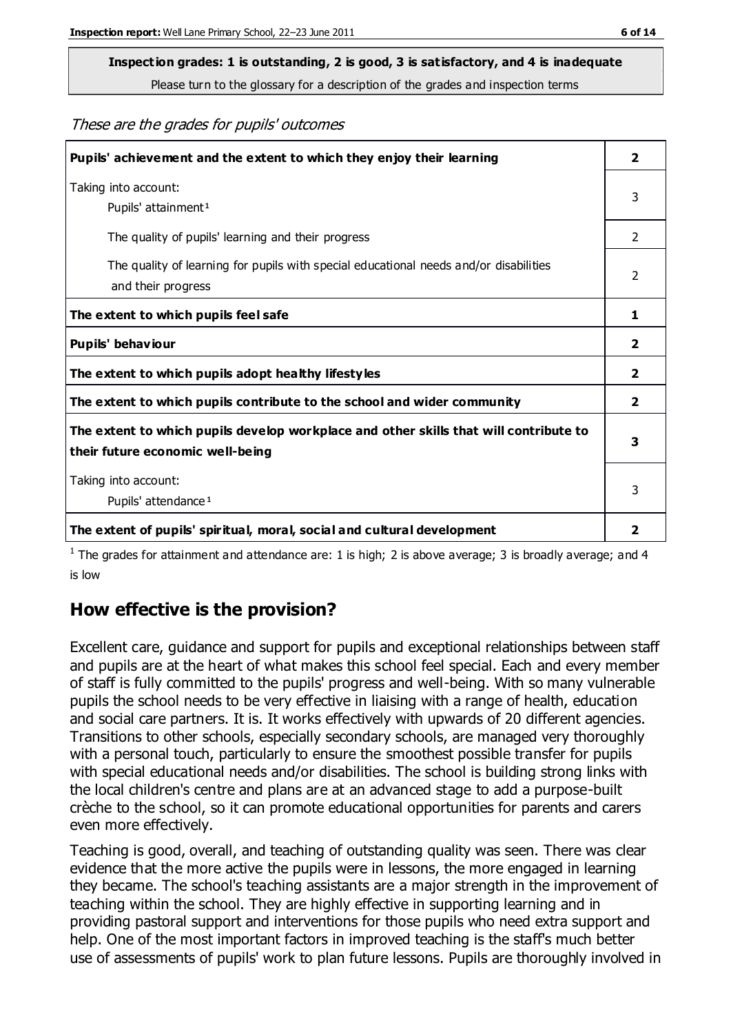**Inspection grades: 1 is outstanding, 2 is good, 3 is satisfactory, and 4 is inadequate**

Please turn to the glossary for a description of the grades and inspection terms

*These are the grades for pupils' outcomes*

| | |
|---|---|
| **Pupils' achievement and the extent to which they enjoy their learning** | **2** |
| Taking into account: Pupils' attainment[1] | 3 |
| The quality of pupils' learning and their progress | 2 |
| The quality of learning for pupils with special educational needs and/or disabilities and their progress | 2 |
| **The extent to which pupils feel safe** | **1** |
| **Pupils' behaviour** | **2** |
| **The extent to which pupils adopt healthy lifestyles** | **2** |
| **The extent to which pupils contribute to the school and wider community** | **2** |
| **The extent to which pupils develop workplace and other skills that will contribute to their future economic well-being** | **3** |
| Taking into account: Pupils' attendance[1] | 3 |
| **The extent of pupils' spiritual, moral, social and cultural development** | **2** |

[1] The grades for attainment and attendance are: 1 is high; 2 is above average; 3 is broadly average; and 4 is low

## How effective is the provision?

Excellent care, guidance and support for pupils and exceptional relationships between staff and pupils are at the heart of what makes this school feel special. Each and every member of staff is fully committed to the pupils' progress and well-being. With so many vulnerable pupils the school needs to be very effective in liaising with a range of health, education and social care partners. It is. It works effectively with upwards of 20 different agencies. Transitions to other schools, especially secondary schools, are managed very thoroughly with a personal touch, particularly to ensure the smoothest possible transfer for pupils with special educational needs and/or disabilities. The school is building strong links with the local children's centre and plans are at an advanced stage to add a purpose-built crèche to the school, so it can promote educational opportunities for parents and carers even more effectively.

Teaching is good, overall, and teaching of outstanding quality was seen. There was clear evidence that the more active the pupils were in lessons, the more engaged in learning they became. The school's teaching assistants are a major strength in the improvement of teaching within the school. They are highly effective in supporting learning and in providing pastoral support and interventions for those pupils who need extra support and help. One of the most important factors in improved teaching is the staff's much better use of assessments of pupils' work to plan future lessons. Pupils are thoroughly involved in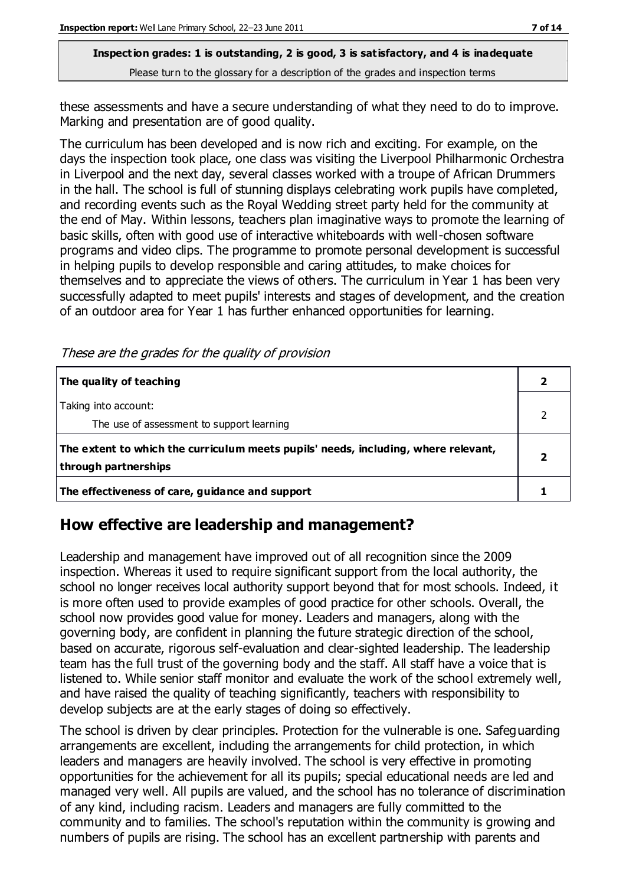**Inspection grades: 1 is outstanding, 2 is good, 3 is satisfactory, and 4 is inadequate**
Please turn to the glossary for a description of the grades and inspection terms

these assessments and have a secure understanding of what they need to do to improve. Marking and presentation are of good quality.

The curriculum has been developed and is now rich and exciting. For example, on the days the inspection took place, one class was visiting the Liverpool Philharmonic Orchestra in Liverpool and the next day, several classes worked with a troupe of African Drummers in the hall. The school is full of stunning displays celebrating work pupils have completed, and recording events such as the Royal Wedding street party held for the community at the end of May. Within lessons, teachers plan imaginative ways to promote the learning of basic skills, often with good use of interactive whiteboards with well-chosen software programs and video clips. The programme to promote personal development is successful in helping pupils to develop responsible and caring attitudes, to make choices for themselves and to appreciate the views of others. The curriculum in Year 1 has been very successfully adapted to meet pupils' interests and stages of development, and the creation of an outdoor area for Year 1 has further enhanced opportunities for learning.

*These are the grades for the quality of provision*

| | |
|---|---|
| **The quality of teaching** | **2** |
| Taking into account:<br>The use of assessment to support learning | 2 |
| **The extent to which the curriculum meets pupils' needs, including, where relevant, through partnerships** | **2** |
| **The effectiveness of care, guidance and support** | **1** |

## How effective are leadership and management?

Leadership and management have improved out of all recognition since the 2009 inspection. Whereas it used to require significant support from the local authority, the school no longer receives local authority support beyond that for most schools. Indeed, it is more often used to provide examples of good practice for other schools. Overall, the school now provides good value for money. Leaders and managers, along with the governing body, are confident in planning the future strategic direction of the school, based on accurate, rigorous self-evaluation and clear-sighted leadership. The leadership team has the full trust of the governing body and the staff. All staff have a voice that is listened to. While senior staff monitor and evaluate the work of the school extremely well, and have raised the quality of teaching significantly, teachers with responsibility to develop subjects are at the early stages of doing so effectively.

The school is driven by clear principles. Protection for the vulnerable is one. Safeguarding arrangements are excellent, including the arrangements for child protection, in which leaders and managers are heavily involved. The school is very effective in promoting opportunities for the achievement for all its pupils; special educational needs are led and managed very well. All pupils are valued, and the school has no tolerance of discrimination of any kind, including racism. Leaders and managers are fully committed to the community and to families. The school's reputation within the community is growing and numbers of pupils are rising. The school has an excellent partnership with parents and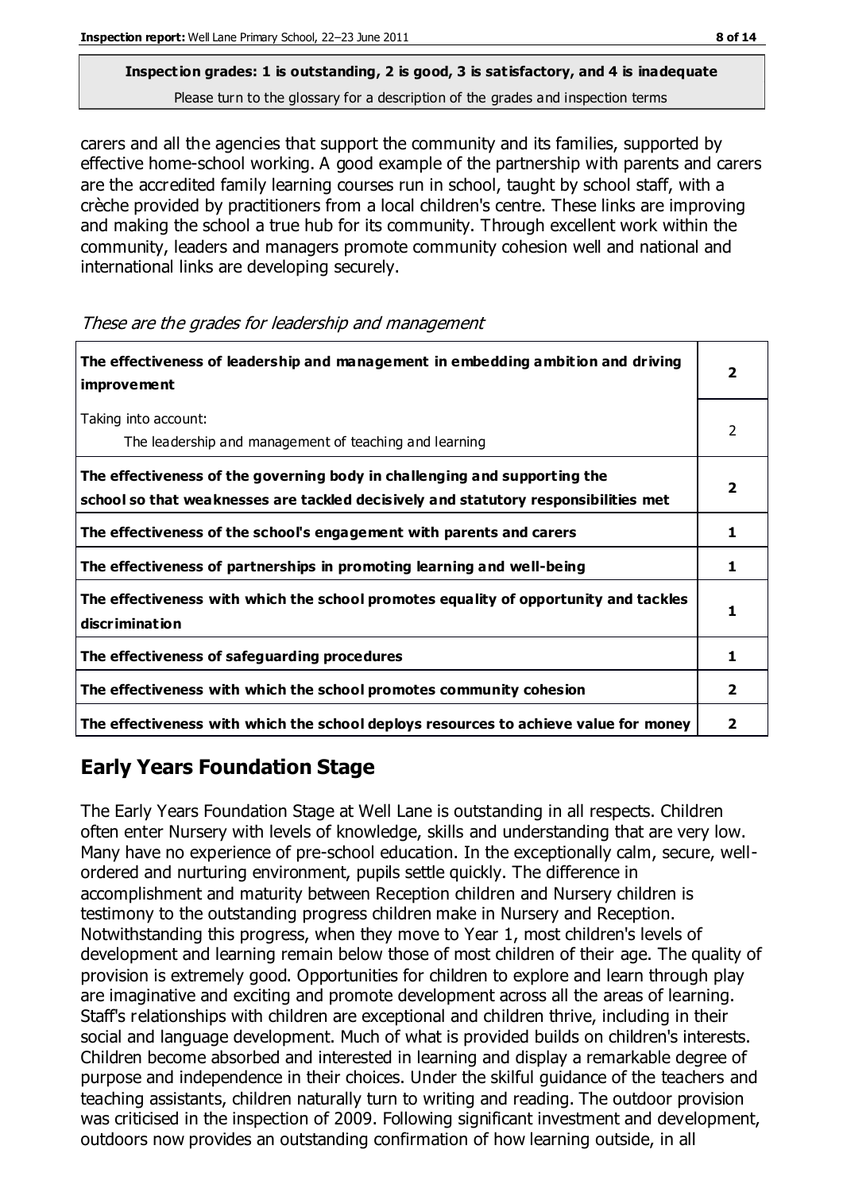**Inspection grades: 1 is outstanding, 2 is good, 3 is satisfactory, and 4 is inadequate**
Please turn to the glossary for a description of the grades and inspection terms

carers and all the agencies that support the community and its families, supported by effective home-school working. A good example of the partnership with parents and carers are the accredited family learning courses run in school, taught by school staff, with a crèche provided by practitioners from a local children's centre. These links are improving and making the school a true hub for its community. Through excellent work within the community, leaders and managers promote community cohesion well and national and international links are developing securely.

*These are the grades for leadership and management*

| | |
|---|---|
| **The effectiveness of leadership and management in embedding ambition and driving improvement** | **2** |
| Taking into account:<br>The leadership and management of teaching and learning | 2 |
| **The effectiveness of the governing body in challenging and supporting the school so that weaknesses are tackled decisively and statutory responsibilities met** | **2** |
| **The effectiveness of the school's engagement with parents and carers** | **1** |
| **The effectiveness of partnerships in promoting learning and well-being** | **1** |
| **The effectiveness with which the school promotes equality of opportunity and tackles discrimination** | **1** |
| **The effectiveness of safeguarding procedures** | **1** |
| **The effectiveness with which the school promotes community cohesion** | **2** |
| **The effectiveness with which the school deploys resources to achieve value for money** | **2** |

## Early Years Foundation Stage

The Early Years Foundation Stage at Well Lane is outstanding in all respects. Children often enter Nursery with levels of knowledge, skills and understanding that are very low. Many have no experience of pre-school education. In the exceptionally calm, secure, well-ordered and nurturing environment, pupils settle quickly. The difference in accomplishment and maturity between Reception children and Nursery children is testimony to the outstanding progress children make in Nursery and Reception. Notwithstanding this progress, when they move to Year 1, most children's levels of development and learning remain below those of most children of their age. The quality of provision is extremely good. Opportunities for children to explore and learn through play are imaginative and exciting and promote development across all the areas of learning. Staff's relationships with children are exceptional and children thrive, including in their social and language development. Much of what is provided builds on children's interests. Children become absorbed and interested in learning and display a remarkable degree of purpose and independence in their choices. Under the skilful guidance of the teachers and teaching assistants, children naturally turn to writing and reading. The outdoor provision was criticised in the inspection of 2009. Following significant investment and development, outdoors now provides an outstanding confirmation of how learning outside, in all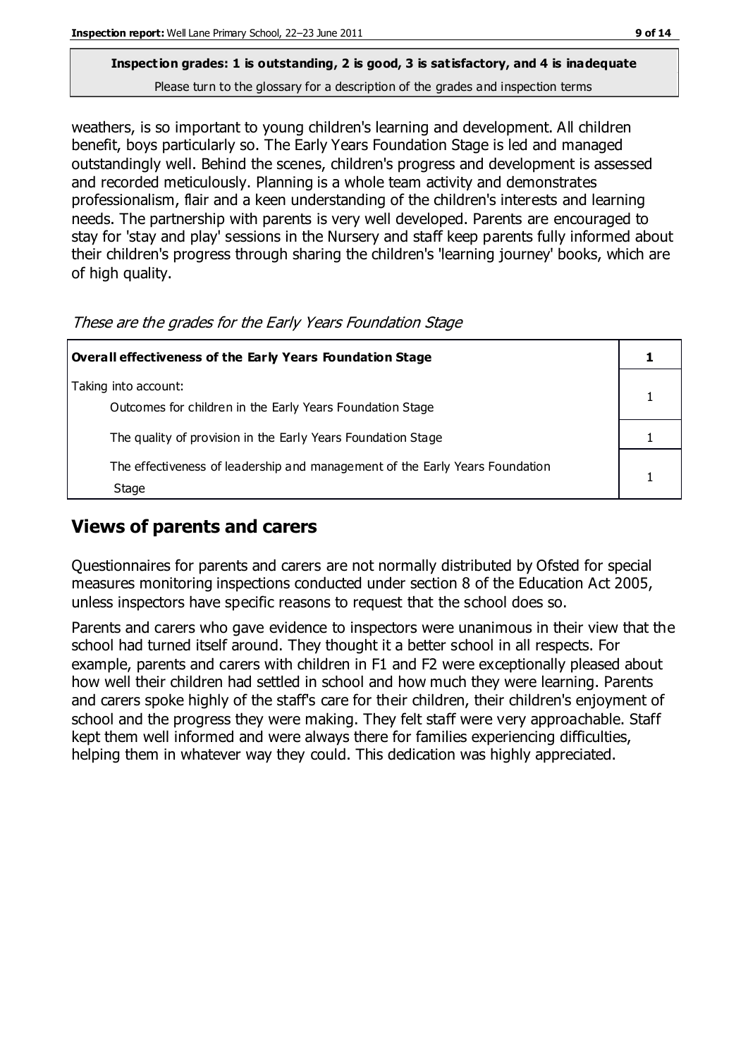**Inspection grades: 1 is outstanding, 2 is good, 3 is satisfactory, and 4 is inadequate**
Please turn to the glossary for a description of the grades and inspection terms

weathers, is so important to young children's learning and development. All children benefit, boys particularly so. The Early Years Foundation Stage is led and managed outstandingly well. Behind the scenes, children's progress and development is assessed and recorded meticulously. Planning is a whole team activity and demonstrates professionalism, flair and a keen understanding of the children's interests and learning needs. The partnership with parents is very well developed. Parents are encouraged to stay for 'stay and play' sessions in the Nursery and staff keep parents fully informed about their children's progress through sharing the children's 'learning journey' books, which are of high quality.

*These are the grades for the Early Years Foundation Stage*

| | |
|---|---|
| **Overall effectiveness of the Early Years Foundation Stage** | **1** |
| Taking into account: Outcomes for children in the Early Years Foundation Stage | 1 |
| The quality of provision in the Early Years Foundation Stage | 1 |
| The effectiveness of leadership and management of the Early Years Foundation Stage | 1 |

## Views of parents and carers

Questionnaires for parents and carers are not normally distributed by Ofsted for special measures monitoring inspections conducted under section 8 of the Education Act 2005, unless inspectors have specific reasons to request that the school does so.

Parents and carers who gave evidence to inspectors were unanimous in their view that the school had turned itself around. They thought it a better school in all respects. For example, parents and carers with children in F1 and F2 were exceptionally pleased about how well their children had settled in school and how much they were learning. Parents and carers spoke highly of the staff's care for their children, their children's enjoyment of school and the progress they were making. They felt staff were very approachable. Staff kept them well informed and were always there for families experiencing difficulties, helping them in whatever way they could. This dedication was highly appreciated.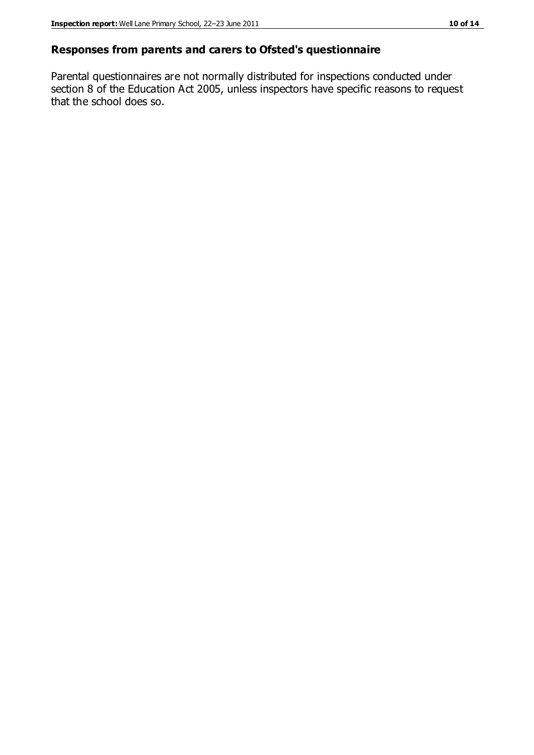## Responses from parents and carers to Ofsted's questionnaire

Parental questionnaires are not normally distributed for inspections conducted under section 8 of the Education Act 2005, unless inspectors have specific reasons to request that the school does so.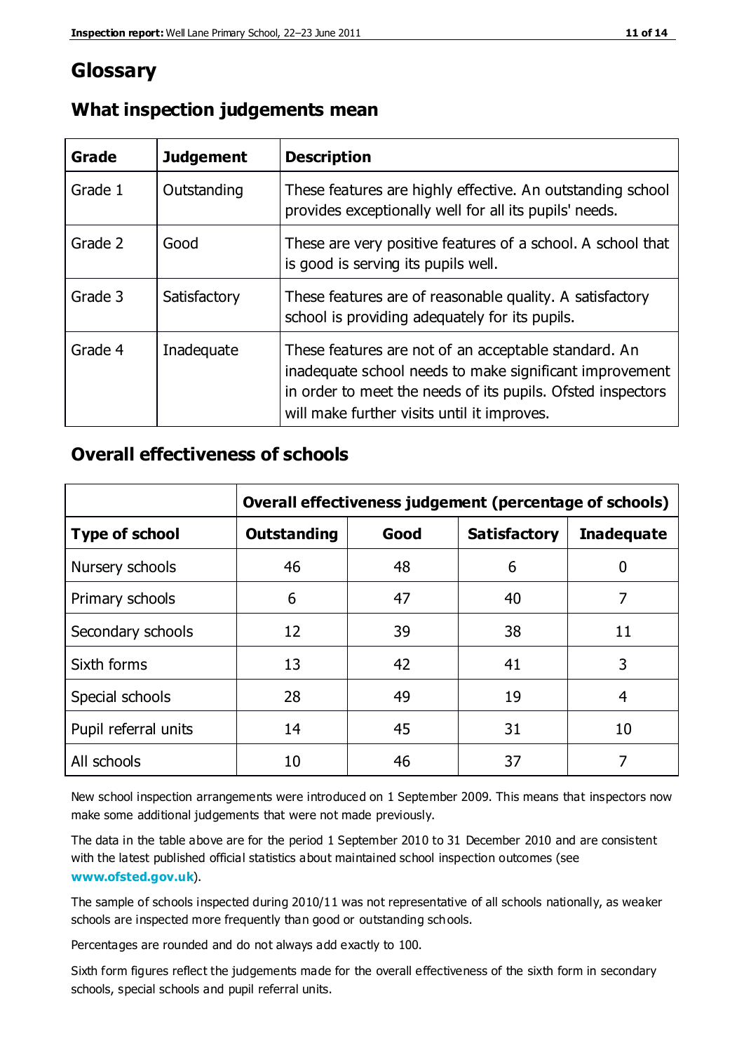# Glossary

## What inspection judgements mean

| Grade | Judgement | Description |
|---|---|---|
| Grade 1 | Outstanding | These features are highly effective. An outstanding school provides exceptionally well for all its pupils' needs. |
| Grade 2 | Good | These are very positive features of a school. A school that is good is serving its pupils well. |
| Grade 3 | Satisfactory | These features are of reasonable quality. A satisfactory school is providing adequately for its pupils. |
| Grade 4 | Inadequate | These features are not of an acceptable standard. An inadequate school needs to make significant improvement in order to meet the needs of its pupils. Ofsted inspectors will make further visits until it improves. |

## Overall effectiveness of schools

| | Overall effectiveness judgement (percentage of schools) | | | |
|---|---|---|---|---|
| **Type of school** | **Outstanding** | **Good** | **Satisfactory** | **Inadequate** |
| Nursery schools | 46 | 48 | 6 | 0 |
| Primary schools | 6 | 47 | 40 | 7 |
| Secondary schools | 12 | 39 | 38 | 11 |
| Sixth forms | 13 | 42 | 41 | 3 |
| Special schools | 28 | 49 | 19 | 4 |
| Pupil referral units | 14 | 45 | 31 | 10 |
| All schools | 10 | 46 | 37 | 7 |

New school inspection arrangements were introduced on 1 September 2009. This means that inspectors now make some additional judgements that were not made previously.

The data in the table above are for the period 1 September 2010 to 31 December 2010 and are consistent with the latest published official statistics about maintained school inspection outcomes (see **www.ofsted.gov.uk**).

The sample of schools inspected during 2010/11 was not representative of all schools nationally, as weaker schools are inspected more frequently than good or outstanding schools.

Percentages are rounded and do not always add exactly to 100.

Sixth form figures reflect the judgements made for the overall effectiveness of the sixth form in secondary schools, special schools and pupil referral units.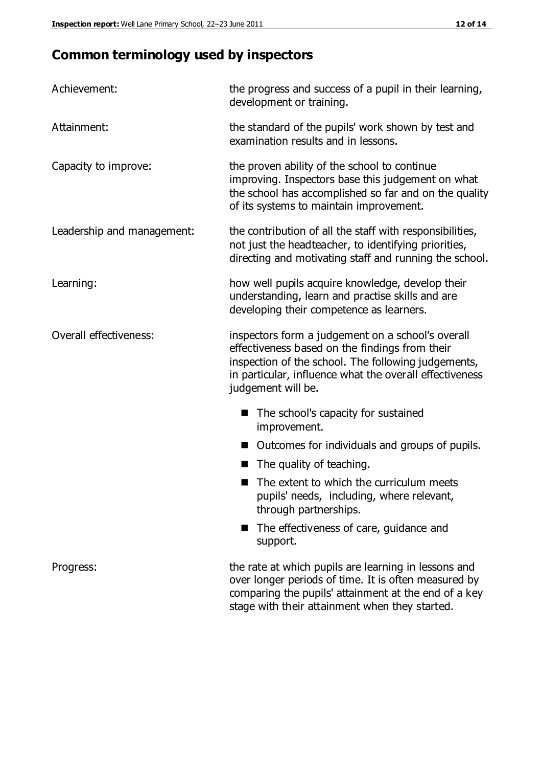## Common terminology used by inspectors

| | |
|---|---|
| Achievement: | the progress and success of a pupil in their learning, development or training. |
| Attainment: | the standard of the pupils' work shown by test and examination results and in lessons. |
| Capacity to improve: | the proven ability of the school to continue improving. Inspectors base this judgement on what the school has accomplished so far and on the quality of its systems to maintain improvement. |
| Leadership and management: | the contribution of all the staff with responsibilities, not just the headteacher, to identifying priorities, directing and motivating staff and running the school. |
| Learning: | how well pupils acquire knowledge, develop their understanding, learn and practise skills and are developing their competence as learners. |
| Overall effectiveness: | inspectors form a judgement on a school's overall effectiveness based on the findings from their inspection of the school. The following judgements, in particular, influence what the overall effectiveness judgement will be. |

- The school's capacity for sustained improvement.
- Outcomes for individuals and groups of pupils.
- The quality of teaching.
- The extent to which the curriculum meets pupils' needs, including, where relevant, through partnerships.
- The effectiveness of care, guidance and support.

| | |
|---|---|
| Progress: | the rate at which pupils are learning in lessons and over longer periods of time. It is often measured by comparing the pupils' attainment at the end of a key stage with their attainment when they started. |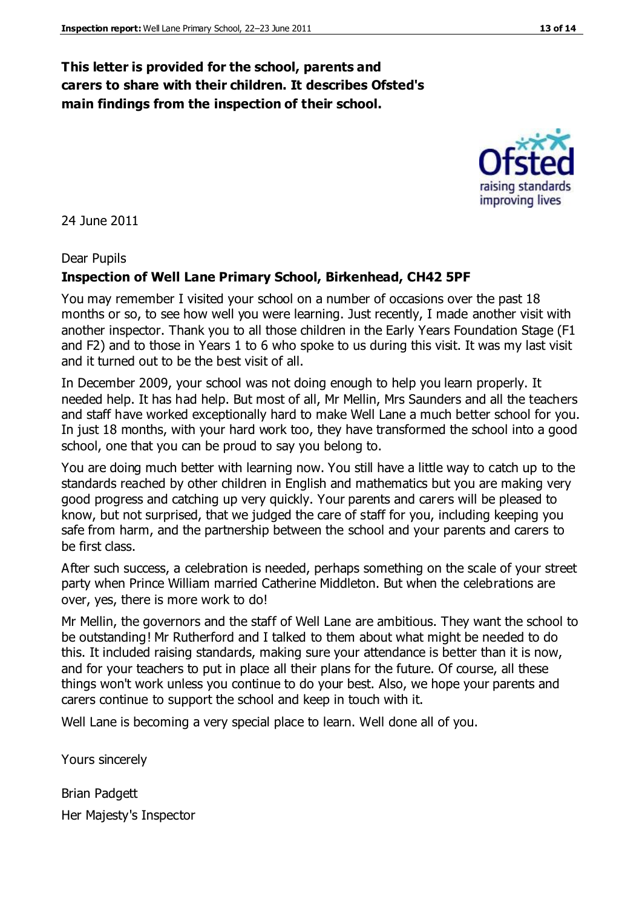**This letter is provided for the school, parents and carers to share with their children. It describes Ofsted's main findings from the inspection of their school.**

24 June 2011

Dear Pupils

**Inspection of Well Lane Primary School, Birkenhead, CH42 5PF**

You may remember I visited your school on a number of occasions over the past 18 months or so, to see how well you were learning. Just recently, I made another visit with another inspector. Thank you to all those children in the Early Years Foundation Stage (F1 and F2) and to those in Years 1 to 6 who spoke to us during this visit. It was my last visit and it turned out to be the best visit of all.

In December 2009, your school was not doing enough to help you learn properly. It needed help. It has had help. But most of all, Mr Mellin, Mrs Saunders and all the teachers and staff have worked exceptionally hard to make Well Lane a much better school for you. In just 18 months, with your hard work too, they have transformed the school into a good school, one that you can be proud to say you belong to.

You are doing much better with learning now. You still have a little way to catch up to the standards reached by other children in English and mathematics but you are making very good progress and catching up very quickly. Your parents and carers will be pleased to know, but not surprised, that we judged the care of staff for you, including keeping you safe from harm, and the partnership between the school and your parents and carers to be first class.

After such success, a celebration is needed, perhaps something on the scale of your street party when Prince William married Catherine Middleton. But when the celebrations are over, yes, there is more work to do!

Mr Mellin, the governors and the staff of Well Lane are ambitious. They want the school to be outstanding! Mr Rutherford and I talked to them about what might be needed to do this. It included raising standards, making sure your attendance is better than it is now, and for your teachers to put in place all their plans for the future. Of course, all these things won't work unless you continue to do your best. Also, we hope your parents and carers continue to support the school and keep in touch with it.

Well Lane is becoming a very special place to learn. Well done all of you.

Yours sincerely

Brian Padgett

Her Majesty's Inspector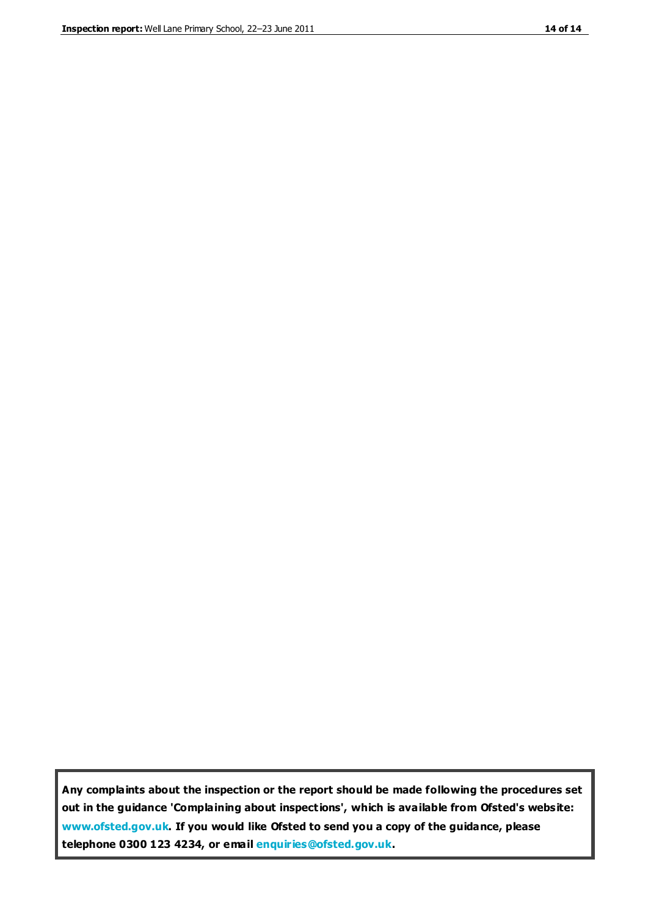**Any complaints about the inspection or the report should be made following the procedures set out in the guidance 'Complaining about inspections', which is available from Ofsted's website: www.ofsted.gov.uk. If you would like Ofsted to send you a copy of the guidance, please telephone 0300 123 4234, or email enquiries@ofsted.gov.uk.**